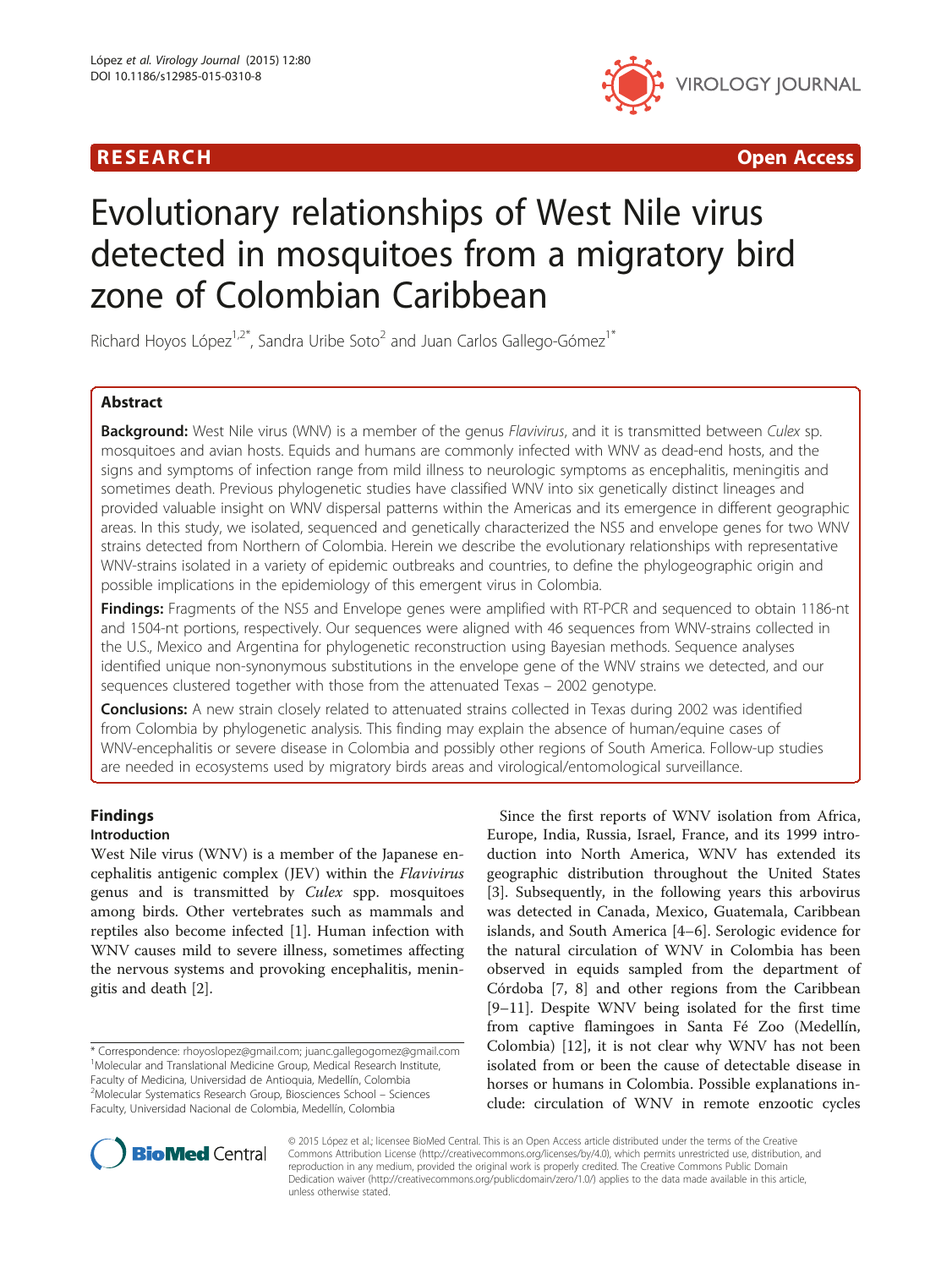RESEARCH Open Access

# Evolutionary relationships of West Nile virus detected in mosquitoes from a migratory bird zone of Colombian Caribbean

Richard Hoyos López[1,2*], Sandra Uribe Soto[2] and Juan Carlos Gallego-Gómez[1*]

## Abstract

**Background:** West Nile virus (WNV) is a member of the genus *Flavivirus*, and it is transmitted between *Culex* sp. mosquitoes and avian hosts. Equids and humans are commonly infected with WNV as dead-end hosts, and the signs and symptoms of infection range from mild illness to neurologic symptoms as encephalitis, meningitis and sometimes death. Previous phylogenetic studies have classified WNV into six genetically distinct lineages and provided valuable insight on WNV dispersal patterns within the Americas and its emergence in different geographic areas. In this study, we isolated, sequenced and genetically characterized the NS5 and envelope genes for two WNV strains detected from Northern of Colombia. Herein we describe the evolutionary relationships with representative WNV-strains isolated in a variety of epidemic outbreaks and countries, to define the phylogeographic origin and possible implications in the epidemiology of this emergent virus in Colombia.

**Findings:** Fragments of the NS5 and Envelope genes were amplified with RT-PCR and sequenced to obtain 1186-nt and 1504-nt portions, respectively. Our sequences were aligned with 46 sequences from WNV-strains collected in the U.S., Mexico and Argentina for phylogenetic reconstruction using Bayesian methods. Sequence analyses identified unique non-synonymous substitutions in the envelope gene of the WNV strains we detected, and our sequences clustered together with those from the attenuated Texas – 2002 genotype.

**Conclusions:** A new strain closely related to attenuated strains collected in Texas during 2002 was identified from Colombia by phylogenetic analysis. This finding may explain the absence of human/equine cases of WNV-encephalitis or severe disease in Colombia and possibly other regions of South America. Follow-up studies are needed in ecosystems used by migratory birds areas and virological/entomological surveillance.

## Findings

### Introduction

West Nile virus (WNV) is a member of the Japanese encephalitis antigenic complex (JEV) within the *Flavivirus* genus and is transmitted by *Culex* spp. mosquitoes among birds. Other vertebrates such as mammals and reptiles also become infected [1]. Human infection with WNV causes mild to severe illness, sometimes affecting the nervous systems and provoking encephalitis, meningitis and death [2].

Since the first reports of WNV isolation from Africa, Europe, India, Russia, Israel, France, and its 1999 introduction into North America, WNV has extended its geographic distribution throughout the United States [3]. Subsequently, in the following years this arbovirus was detected in Canada, Mexico, Guatemala, Caribbean islands, and South America [4–6]. Serologic evidence for the natural circulation of WNV in Colombia has been observed in equids sampled from the department of Córdoba [7, 8] and other regions from the Caribbean [9–11]. Despite WNV being isolated for the first time from captive flamingoes in Santa Fé Zoo (Medellín, Colombia) [12], it is not clear why WNV has not been isolated from or been the cause of detectable disease in horses or humans in Colombia. Possible explanations include: circulation of WNV in remote enzootic cycles

\* Correspondence: rhoyoslopez@gmail.com; juanc.gallegogomez@gmail.com
[1]Molecular and Translational Medicine Group, Medical Research Institute, Faculty of Medicina, Universidad de Antioquia, Medellín, Colombia
[2]Molecular Systematics Research Group, Biosciences School – Sciences Faculty, Universidad Nacional de Colombia, Medellín, Colombia

© 2015 López et al.; licensee BioMed Central. This is an Open Access article distributed under the terms of the Creative Commons Attribution License (http://creativecommons.org/licenses/by/4.0), which permits unrestricted use, distribution, and reproduction in any medium, provided the original work is properly credited. The Creative Commons Public Domain Dedication waiver (http://creativecommons.org/publicdomain/zero/1.0/) applies to the data made available in this article, unless otherwise stated.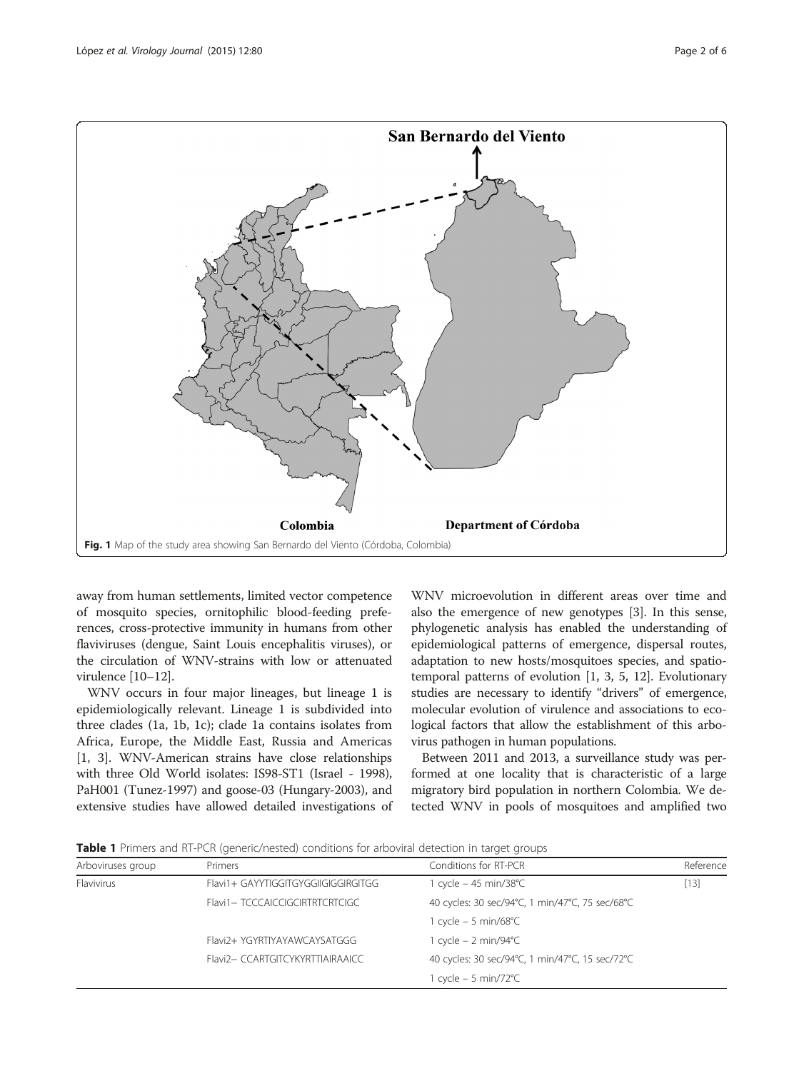Fig. 1 Map of the study area showing San Bernardo del Viento (Córdoba, Colombia)

away from human settlements, limited vector competence of mosquito species, ornitophilic blood-feeding preferences, cross-protective immunity in humans from other flaviviruses (dengue, Saint Louis encephalitis viruses), or the circulation of WNV-strains with low or attenuated virulence [10–12].

WNV occurs in four major lineages, but lineage 1 is epidemiologically relevant. Lineage 1 is subdivided into three clades (1a, 1b, 1c); clade 1a contains isolates from Africa, Europe, the Middle East, Russia and Americas [1, 3]. WNV-American strains have close relationships with three Old World isolates: IS98-ST1 (Israel - 1998), PaH001 (Tunez-1997) and goose-03 (Hungary-2003), and extensive studies have allowed detailed investigations of WNV microevolution in different areas over time and also the emergence of new genotypes [3]. In this sense, phylogenetic analysis has enabled the understanding of epidemiological patterns of emergence, dispersal routes, adaptation to new hosts/mosquitoes species, and spatio-temporal patterns of evolution [1, 3, 5, 12]. Evolutionary studies are necessary to identify "drivers" of emergence, molecular evolution of virulence and associations to ecological factors that allow the establishment of this arbovirus pathogen in human populations.

Between 2011 and 2013, a surveillance study was performed at one locality that is characteristic of a large migratory bird population in northern Colombia. We detected WNV in pools of mosquitoes and amplified two

**Table 1** Primers and RT-PCR (generic/nested) conditions for arboviral detection in target groups

| Arboviruses group | Primers | Conditions for RT-PCR | Reference |
|---|---|---|---|
| Flavivirus | Flavi1+ GAYYTIGGITGYGGIIGIGGIRGITGG | 1 cycle – 45 min/38°C | [13] |
| | Flavi1− TCCCAICCIGCIRTRTCRTCIGC | 40 cycles: 30 sec/94°C, 1 min/47°C, 75 sec/68°C | |
| | | 1 cycle – 5 min/68°C | |
| | Flavi2+ YGYRTIYAYAWCAYSATGGG | 1 cycle – 2 min/94°C | |
| | Flavi2− CCARTGITCYKYRTTIAIRAAICC | 40 cycles: 30 sec/94°C, 1 min/47°C, 15 sec/72°C | |
| | | 1 cycle – 5 min/72°C | |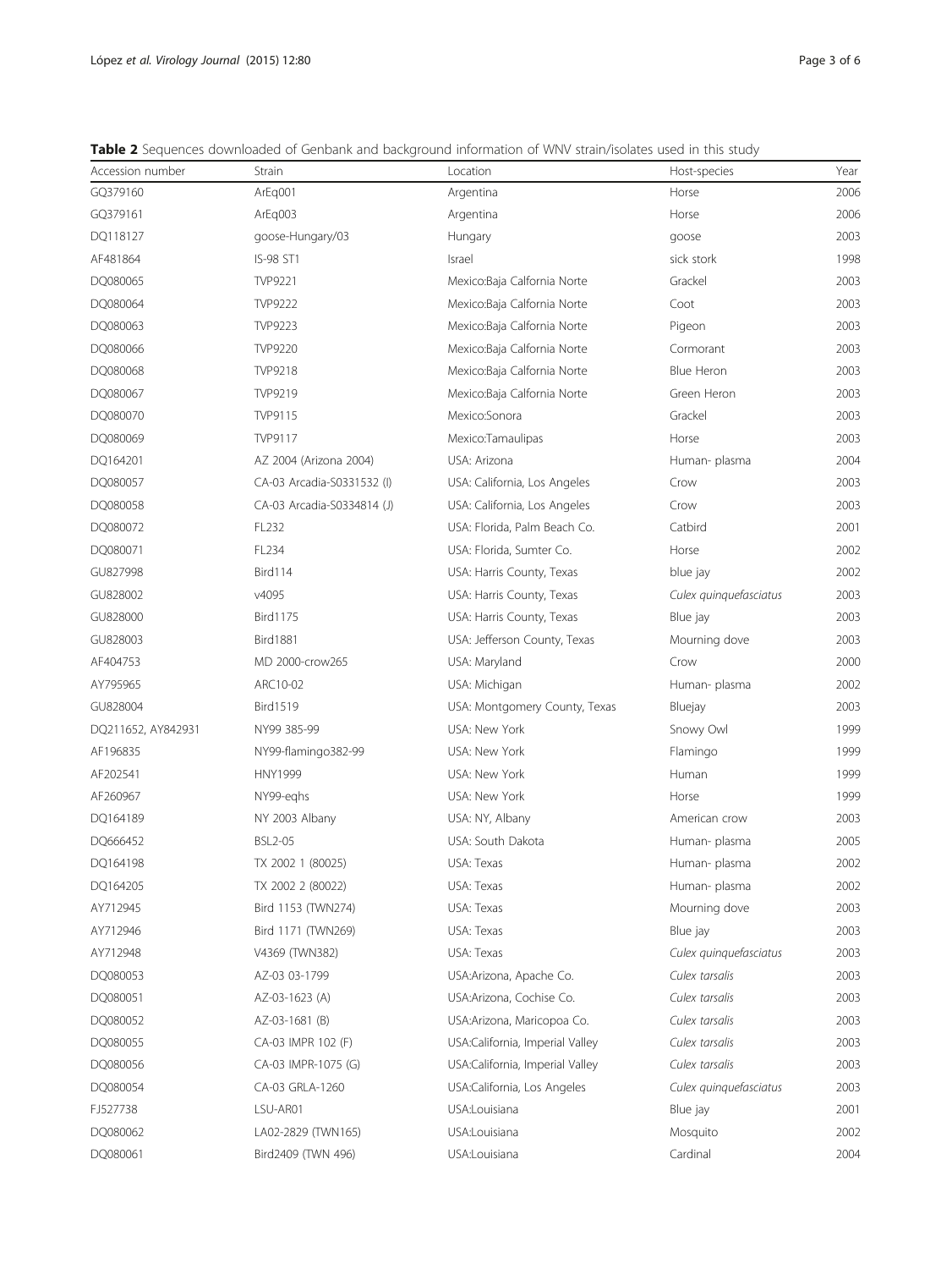**Table 2** Sequences downloaded of Genbank and background information of WNV strain/isolates used in this study

| Accession number | Strain | Location | Host-species | Year |
|---|---|---|---|---|
| GQ379160 | ArEq001 | Argentina | Horse | 2006 |
| GQ379161 | ArEq003 | Argentina | Horse | 2006 |
| DQ118127 | goose-Hungary/03 | Hungary | goose | 2003 |
| AF481864 | IS-98 ST1 | Israel | sick stork | 1998 |
| DQ080065 | TVP9221 | Mexico:Baja Calfornia Norte | Grackel | 2003 |
| DQ080064 | TVP9222 | Mexico:Baja Calfornia Norte | Coot | 2003 |
| DQ080063 | TVP9223 | Mexico:Baja Calfornia Norte | Pigeon | 2003 |
| DQ080066 | TVP9220 | Mexico:Baja Calfornia Norte | Cormorant | 2003 |
| DQ080068 | TVP9218 | Mexico:Baja Calfornia Norte | Blue Heron | 2003 |
| DQ080067 | TVP9219 | Mexico:Baja Calfornia Norte | Green Heron | 2003 |
| DQ080070 | TVP9115 | Mexico:Sonora | Grackel | 2003 |
| DQ080069 | TVP9117 | Mexico:Tamaulipas | Horse | 2003 |
| DQ164201 | AZ 2004 (Arizona 2004) | USA: Arizona | Human- plasma | 2004 |
| DQ080057 | CA-03 Arcadia-S0331532 (I) | USA: California, Los Angeles | Crow | 2003 |
| DQ080058 | CA-03 Arcadia-S0334814 (J) | USA: California, Los Angeles | Crow | 2003 |
| DQ080072 | FL232 | USA: Florida, Palm Beach Co. | Catbird | 2001 |
| DQ080071 | FL234 | USA: Florida, Sumter Co. | Horse | 2002 |
| GU827998 | Bird114 | USA: Harris County, Texas | blue jay | 2002 |
| GU828002 | v4095 | USA: Harris County, Texas | *Culex quinquefasciatus* | 2003 |
| GU828000 | Bird1175 | USA: Harris County, Texas | Blue jay | 2003 |
| GU828003 | Bird1881 | USA: Jefferson County, Texas | Mourning dove | 2003 |
| AF404753 | MD 2000-crow265 | USA: Maryland | Crow | 2000 |
| AY795965 | ARC10-02 | USA: Michigan | Human- plasma | 2002 |
| GU828004 | Bird1519 | USA: Montgomery County, Texas | Bluejay | 2003 |
| DQ211652, AY842931 | NY99 385-99 | USA: New York | Snowy Owl | 1999 |
| AF196835 | NY99-flamingo382-99 | USA: New York | Flamingo | 1999 |
| AF202541 | HNY1999 | USA: New York | Human | 1999 |
| AF260967 | NY99-eqhs | USA: New York | Horse | 1999 |
| DQ164189 | NY 2003 Albany | USA: NY, Albany | American crow | 2003 |
| DQ666452 | BSL2-05 | USA: South Dakota | Human- plasma | 2005 |
| DQ164198 | TX 2002 1 (80025) | USA: Texas | Human- plasma | 2002 |
| DQ164205 | TX 2002 2 (80022) | USA: Texas | Human- plasma | 2002 |
| AY712945 | Bird 1153 (TWN274) | USA: Texas | Mourning dove | 2003 |
| AY712946 | Bird 1171 (TWN269) | USA: Texas | Blue jay | 2003 |
| AY712948 | V4369 (TWN382) | USA: Texas | *Culex quinquefasciatus* | 2003 |
| DQ080053 | AZ-03 03-1799 | USA:Arizona, Apache Co. | *Culex tarsalis* | 2003 |
| DQ080051 | AZ-03-1623 (A) | USA:Arizona, Cochise Co. | *Culex tarsalis* | 2003 |
| DQ080052 | AZ-03-1681 (B) | USA:Arizona, Maricopoa Co. | *Culex tarsalis* | 2003 |
| DQ080055 | CA-03 IMPR 102 (F) | USA:California, Imperial Valley | *Culex tarsalis* | 2003 |
| DQ080056 | CA-03 IMPR-1075 (G) | USA:California, Imperial Valley | *Culex tarsalis* | 2003 |
| DQ080054 | CA-03 GRLA-1260 | USA:California, Los Angeles | *Culex quinquefasciatus* | 2003 |
| FJ527738 | LSU-AR01 | USA:Louisiana | Blue jay | 2001 |
| DQ080062 | LA02-2829 (TWN165) | USA:Louisiana | Mosquito | 2002 |
| DQ080061 | Bird2409 (TWN 496) | USA:Louisiana | Cardinal | 2004 |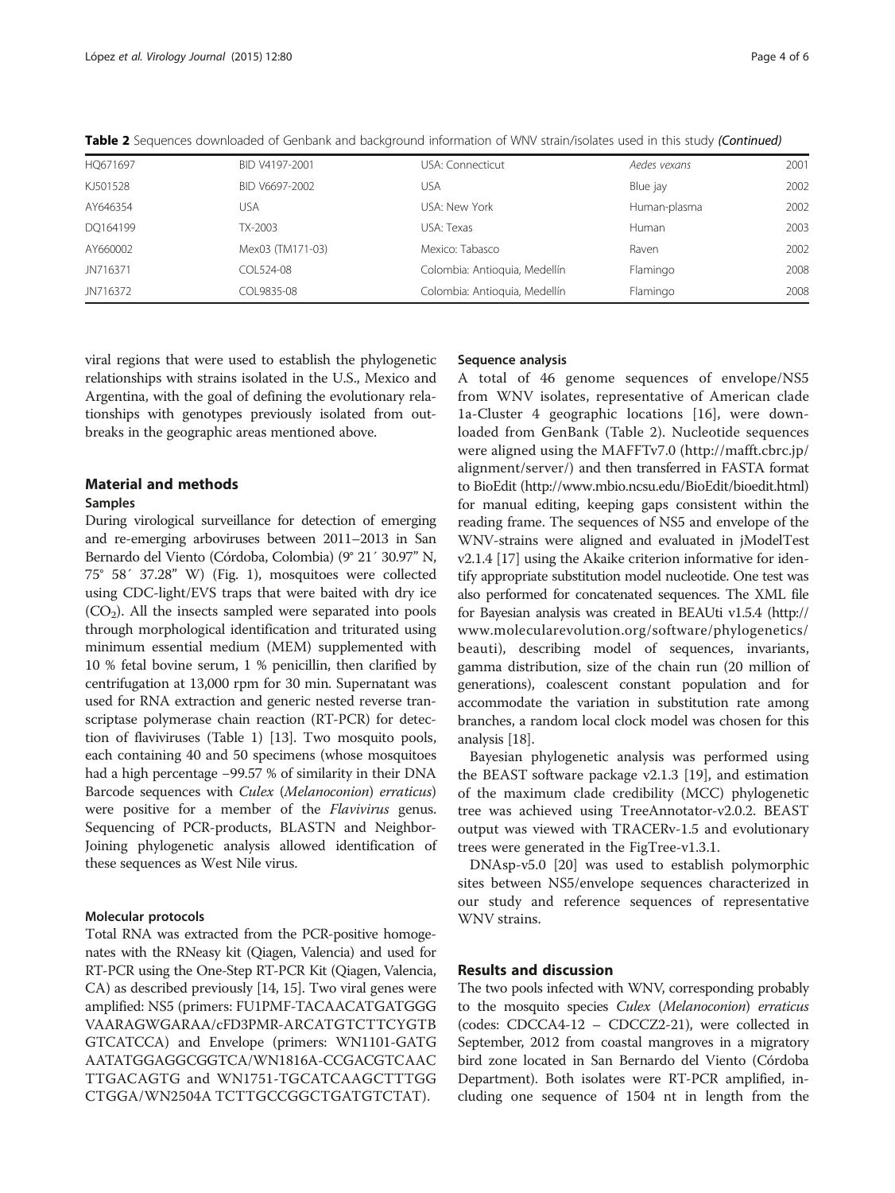Table 2 Sequences downloaded of Genbank and background information of WNV strain/isolates used in this study *(Continued)*

| | | | | |
|---|---|---|---|---|
| HQ671697 | BID V4197-2001 | USA: Connecticut | *Aedes vexans* | 2001 |
| KJ501528 | BID V6697-2002 | USA | Blue jay | 2002 |
| AY646354 | USA | USA: New York | Human-plasma | 2002 |
| DQ164199 | TX-2003 | USA: Texas | Human | 2003 |
| AY660002 | Mex03 (TM171-03) | Mexico: Tabasco | Raven | 2002 |
| JN716371 | COL524-08 | Colombia: Antioquia, Medellín | Flamingo | 2008 |
| JN716372 | COL9835-08 | Colombia: Antioquia, Medellín | Flamingo | 2008 |

viral regions that were used to establish the phylogenetic relationships with strains isolated in the U.S., Mexico and Argentina, with the goal of defining the evolutionary relationships with genotypes previously isolated from outbreaks in the geographic areas mentioned above.

## Material and methods

### Samples

During virological surveillance for detection of emerging and re-emerging arboviruses between 2011–2013 in San Bernardo del Viento (Córdoba, Colombia) (9° 21´ 30.97" N, 75° 58´ 37.28" W) (Fig. 1), mosquitoes were collected using CDC-light/EVS traps that were baited with dry ice ($CO_2$). All the insects sampled were separated into pools through morphological identification and triturated using minimum essential medium (MEM) supplemented with 10 % fetal bovine serum, 1 % penicillin, then clarified by centrifugation at 13,000 rpm for 30 min. Supernatant was used for RNA extraction and generic nested reverse transcriptase polymerase chain reaction (RT-PCR) for detection of flaviviruses (Table 1) [13]. Two mosquito pools, each containing 40 and 50 specimens (whose mosquitoes had a high percentage −99.57 % of similarity in their DNA Barcode sequences with *Culex* (*Melanoconion*) *erraticus*) were positive for a member of the *Flavivirus* genus. Sequencing of PCR-products, BLASTN and Neighbor-Joining phylogenetic analysis allowed identification of these sequences as West Nile virus.

### Molecular protocols

Total RNA was extracted from the PCR-positive homogenates with the RNeasy kit (Qiagen, Valencia) and used for RT-PCR using the One-Step RT-PCR Kit (Qiagen, Valencia, CA) as described previously [14, 15]. Two viral genes were amplified: NS5 (primers: FU1PMF-TACAACATGATGGG VAARAGWGARAA/cFD3PMR-ARCATGTCTTCYGTB GTCATCCA) and Envelope (primers: WN1101-GATG AATATGGAGGCGGTCA/WN1816A-CCGACGTCAAC TTGACAGTG and WN1751-TGCATCAAGCTTTGG CTGGA/WN2504A TCTTGCCGGCTGATGTCTAT).

### Sequence analysis

A total of 46 genome sequences of envelope/NS5 from WNV isolates, representative of American clade 1a-Cluster 4 geographic locations [16], were downloaded from GenBank (Table 2). Nucleotide sequences were aligned using the MAFFTv7.0 (http://mafft.cbrc.jp/alignment/server/) and then transferred in FASTA format to BioEdit (http://www.mbio.ncsu.edu/BioEdit/bioedit.html) for manual editing, keeping gaps consistent within the reading frame. The sequences of NS5 and envelope of the WNV-strains were aligned and evaluated in jModelTest v2.1.4 [17] using the Akaike criterion informative for identify appropriate substitution model nucleotide. One test was also performed for concatenated sequences. The XML file for Bayesian analysis was created in BEAUti v1.5.4 (http://www.molecularevolution.org/software/phylogenetics/beauti), describing model of sequences, invariants, gamma distribution, size of the chain run (20 million of generations), coalescent constant population and for accommodate the variation in substitution rate among branches, a random local clock model was chosen for this analysis [18].

Bayesian phylogenetic analysis was performed using the BEAST software package v2.1.3 [19], and estimation of the maximum clade credibility (MCC) phylogenetic tree was achieved using TreeAnnotator-v2.0.2. BEAST output was viewed with TRACERv-1.5 and evolutionary trees were generated in the FigTree-v1.3.1.

DNAsp-v5.0 [20] was used to establish polymorphic sites between NS5/envelope sequences characterized in our study and reference sequences of representative WNV strains.

## Results and discussion

The two pools infected with WNV, corresponding probably to the mosquito species *Culex* (*Melanoconion*) *erraticus* (codes: CDCCA4-12 – CDCCZ2-21), were collected in September, 2012 from coastal mangroves in a migratory bird zone located in San Bernardo del Viento (Córdoba Department). Both isolates were RT-PCR amplified, including one sequence of 1504 nt in length from the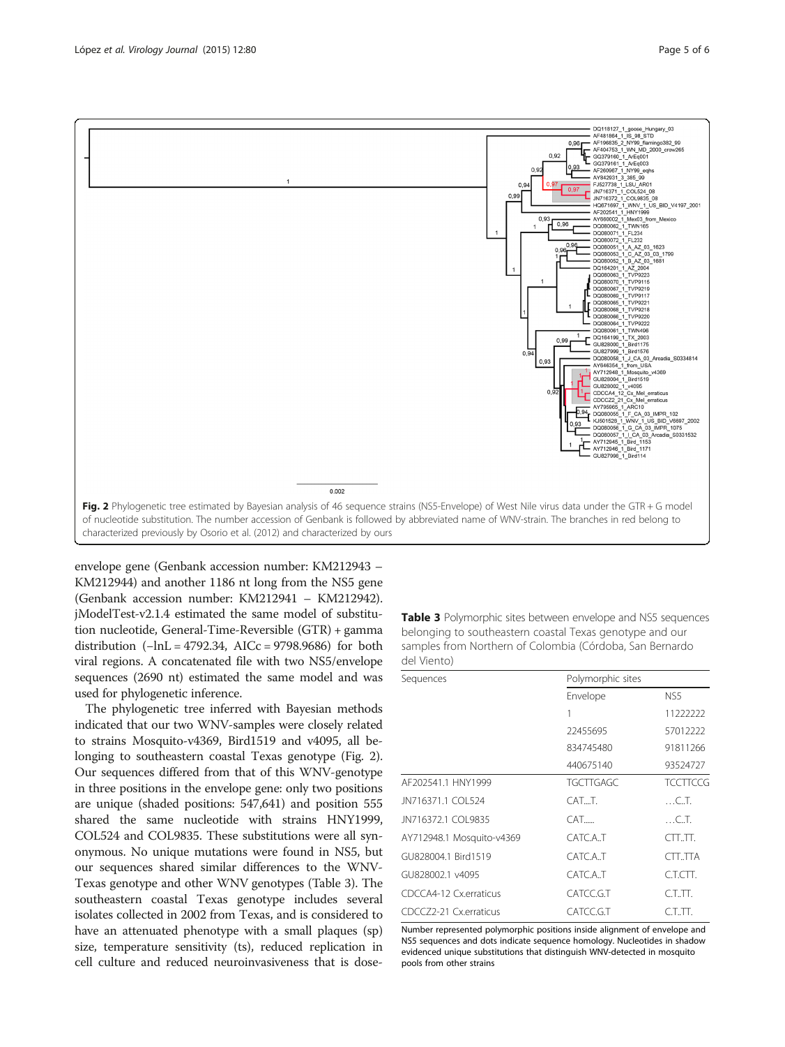Fig. 2 Phylogenetic tree estimated by Bayesian analysis of 46 sequence strains (NS5-Envelope) of West Nile virus data under the GTR + G model of nucleotide substitution. The number accession of Genbank is followed by abbreviated name of WNV-strain. The branches in red belong to characterized previously by Osorio et al. (2012) and characterized by ours

envelope gene (Genbank accession number: KM212943 – KM212944) and another 1186 nt long from the NS5 gene (Genbank accession number: KM212941 – KM212942). jModelTest-v2.1.4 estimated the same model of substitution nucleotide, General-Time-Reversible (GTR) + gamma distribution (−lnL = 4792.34, AICc = 9798.9686) for both viral regions. A concatenated file with two NS5/envelope sequences (2690 nt) estimated the same model and was used for phylogenetic inference.

The phylogenetic tree inferred with Bayesian methods indicated that our two WNV-samples were closely related to strains Mosquito-v4369, Bird1519 and v4095, all belonging to southeastern coastal Texas genotype (Fig. 2). Our sequences differed from that of this WNV-genotype in three positions in the envelope gene: only two positions are unique (shaded positions: 547,641) and position 555 shared the same nucleotide with strains HNY1999, COL524 and COL9835. These substitutions were all synonymous. No unique mutations were found in NS5, but our sequences shared similar differences to the WNV-Texas genotype and other WNV genotypes (Table 3). The southeastern coastal Texas genotype includes several isolates collected in 2002 from Texas, and is considered to have an attenuated phenotype with a small plaques (sp) size, temperature sensitivity (ts), reduced replication in cell culture and reduced neuroinvasiveness that is dose-

**Table 3** Polymorphic sites between envelope and NS5 sequences belonging to southeastern coastal Texas genotype and our samples from Northern of Colombia (Córdoba, San Bernardo del Viento)

| Sequences | Polymorphic sites | |
|---|---|---|
| | Envelope | NS5 |
| | 1 | 11222222 |
| | 22455695 | 57012222 |
| | 834745480 | 91811266 |
| | 440675140 | 93524727 |
| AF202541.1 HNY1999 | TGCTTGAGC | TCCTTCCG |
| JN716371.1 COL524 | CAT....T. | ….C..T. |
| JN716372.1 COL9835 | CAT...... | ….C..T. |
| AY712948.1 Mosquito-v4369 | CATC.A..T | CTT..TT. |
| GU828004.1 Bird1519 | CATC.A..T | CTT..TTA |
| GU828002.1 v4095 | CATC.A..T | C.T.CTT. |
| CDCCA4-12 Cx.erraticus | CATCC.G.T | C.T..TT. |
| CDCCZ2-21 Cx.erraticus | CATCC.G.T | C.T..TT. |

Number represented polymorphic positions inside alignment of envelope and NS5 sequences and dots indicate sequence homology. Nucleotides in shadow evidenced unique substitutions that distinguish WNV-detected in mosquito pools from other strains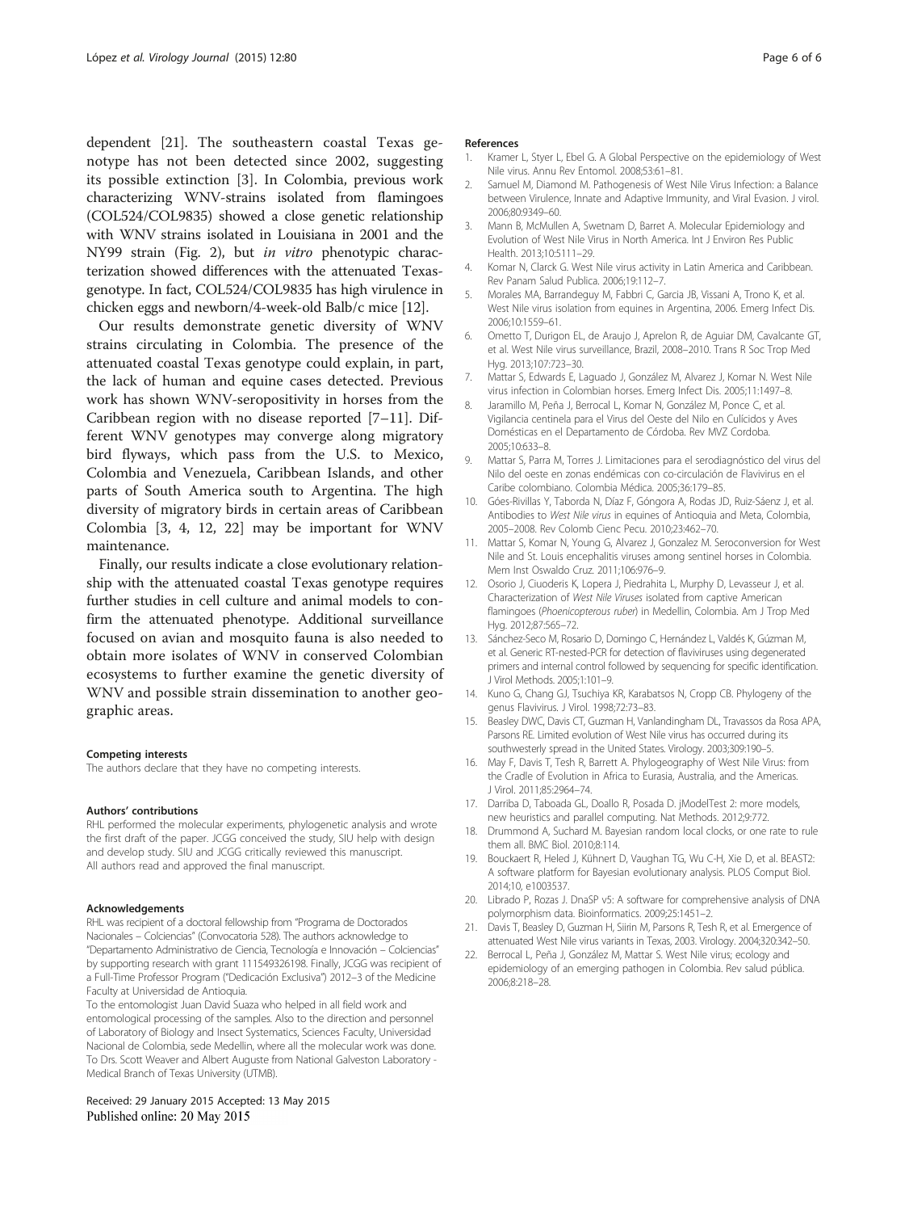dependent [21]. The southeastern coastal Texas genotype has not been detected since 2002, suggesting its possible extinction [3]. In Colombia, previous work characterizing WNV-strains isolated from flamingoes (COL524/COL9835) showed a close genetic relationship with WNV strains isolated in Louisiana in 2001 and the NY99 strain (Fig. 2), but *in vitro* phenotypic characterization showed differences with the attenuated Texas-genotype. In fact, COL524/COL9835 has high virulence in chicken eggs and newborn/4-week-old Balb/c mice [12].

Our results demonstrate genetic diversity of WNV strains circulating in Colombia. The presence of the attenuated coastal Texas genotype could explain, in part, the lack of human and equine cases detected. Previous work has shown WNV-seropositivity in horses from the Caribbean region with no disease reported [7–11]. Different WNV genotypes may converge along migratory bird flyways, which pass from the U.S. to Mexico, Colombia and Venezuela, Caribbean Islands, and other parts of South America south to Argentina. The high diversity of migratory birds in certain areas of Caribbean Colombia [3, 4, 12, 22] may be important for WNV maintenance.

Finally, our results indicate a close evolutionary relationship with the attenuated coastal Texas genotype requires further studies in cell culture and animal models to confirm the attenuated phenotype. Additional surveillance focused on avian and mosquito fauna is also needed to obtain more isolates of WNV in conserved Colombian ecosystems to further examine the genetic diversity of WNV and possible strain dissemination to another geographic areas.

#### Competing interests

The authors declare that they have no competing interests.

#### Authors' contributions

RHL performed the molecular experiments, phylogenetic analysis and wrote the first draft of the paper. JCGG conceived the study, SIU help with design and develop study. SIU and JCGG critically reviewed this manuscript. All authors read and approved the final manuscript.

#### Acknowledgements

RHL was recipient of a doctoral fellowship from "Programa de Doctorados Nacionales – Colciencias" (Convocatoria 528). The authors acknowledge to "Departamento Administrativo de Ciencia, Tecnología e Innovación – Colciencias" by supporting research with grant 111549326198. Finally, JCGG was recipient of a Full-Time Professor Program ("Dedicación Exclusiva") 2012–3 of the Medicine Faculty at Universidad de Antioquia.

To the entomologist Juan David Suaza who helped in all field work and entomological processing of the samples. Also to the direction and personnel of Laboratory of Biology and Insect Systematics, Sciences Faculty, Universidad Nacional de Colombia, sede Medellin, where all the molecular work was done. To Drs. Scott Weaver and Albert Auguste from National Galveston Laboratory - Medical Branch of Texas University (UTMB).

Received: 29 January 2015 Accepted: 13 May 2015
Published online: 20 May 2015

#### References

1. Kramer L, Styer L, Ebel G. A Global Perspective on the epidemiology of West Nile virus. Annu Rev Entomol. 2008;53:61–81.
2. Samuel M, Diamond M. Pathogenesis of West Nile Virus Infection: a Balance between Virulence, Innate and Adaptive Immunity, and Viral Evasion. J virol. 2006;80:9349–60.
3. Mann B, McMullen A, Swetnam D, Barret A. Molecular Epidemiology and Evolution of West Nile Virus in North America. Int J Environ Res Public Health. 2013;10:5111–29.
4. Komar N, Clarck G. West Nile virus activity in Latin America and Caribbean. Rev Panam Salud Publica. 2006;19:112–7.
5. Morales MA, Barrandeguy M, Fabbri C, Garcia JB, Vissani A, Trono K, et al. West Nile virus isolation from equines in Argentina, 2006. Emerg Infect Dis. 2006;10:1559–61.
6. Ometto T, Durigon EL, de Araujo J, Aprelon R, de Aguiar DM, Cavalcante GT, et al. West Nile virus surveillance, Brazil, 2008–2010. Trans R Soc Trop Med Hyg. 2013;107:723–30.
7. Mattar S, Edwards E, Laguado J, González M, Alvarez J, Komar N. West Nile virus infection in Colombian horses. Emerg Infect Dis. 2005;11:1497–8.
8. Jaramillo M, Peña J, Berrocal L, Komar N, González M, Ponce C, et al. Vigilancia centinela para el Virus del Oeste del Nilo en Culícidos y Aves Domésticas en el Departamento de Córdoba. Rev MVZ Cordoba. 2005;10:633–8.
9. Mattar S, Parra M, Torres J. Limitaciones para el serodiagnóstico del virus del Nilo del oeste en zonas endémicas con co-circulación de Flavivirus en el Caribe colombiano. Colombia Médica. 2005;36:179–85.
10. Góes-Rivillas Y, Taborda N, Díaz F, Góngora A, Rodas JD, Ruiz-Sáenz J, et al. Antibodies to *West Nile virus* in equines of Antioquia and Meta, Colombia, 2005–2008. Rev Colomb Cienc Pecu. 2010;23:462–70.
11. Mattar S, Komar N, Young G, Alvarez J, Gonzalez M. Seroconversion for West Nile and St. Louis encephalitis viruses among sentinel horses in Colombia. Mem Inst Oswaldo Cruz. 2011;106:976–9.
12. Osorio J, Ciuoderis K, Lopera J, Piedrahita L, Murphy D, Levasseur J, et al. Characterization of *West Nile Viruses* isolated from captive American flamingoes (*Phoenicopterous ruber*) in Medellin, Colombia. Am J Trop Med Hyg. 2012;87:565–72.
13. Sánchez-Seco M, Rosario D, Domingo C, Hernández L, Valdés K, Gúzman M, et al. Generic RT-nested-PCR for detection of flaviviruses using degenerated primers and internal control followed by sequencing for specific identification. J Virol Methods. 2005;1:101–9.
14. Kuno G, Chang GJ, Tsuchiya KR, Karabatsos N, Cropp CB. Phylogeny of the genus Flavivirus. J Virol. 1998;72:73–83.
15. Beasley DWC, Davis CT, Guzman H, Vanlandingham DL, Travassos da Rosa APA, Parsons RE. Limited evolution of West Nile virus has occurred during its southwesterly spread in the United States. Virology. 2003;309:190–5.
16. May F, Davis T, Tesh R, Barrett A. Phylogeography of West Nile Virus: from the Cradle of Evolution in Africa to Eurasia, Australia, and the Americas. J Virol. 2011;85:2964–74.
17. Darriba D, Taboada GL, Doallo R, Posada D. jModelTest 2: more models, new heuristics and parallel computing. Nat Methods. 2012;9:772.
18. Drummond A, Suchard M. Bayesian random local clocks, or one rate to rule them all. BMC Biol. 2010;8:114.
19. Bouckaert R, Heled J, Kühnert D, Vaughan TG, Wu C-H, Xie D, et al. BEAST2: A software platform for Bayesian evolutionary analysis. PLOS Comput Biol. 2014;10, e1003537.
20. Librado P, Rozas J. DnaSP v5: A software for comprehensive analysis of DNA polymorphism data. Bioinformatics. 2009;25:1451–2.
21. Davis T, Beasley D, Guzman H, Siirin M, Parsons R, Tesh R, et al. Emergence of attenuated West Nile virus variants in Texas, 2003. Virology. 2004;320:342–50.
22. Berrocal L, Peña J, González M, Mattar S. West Nile virus; ecology and epidemiology of an emerging pathogen in Colombia. Rev salud pública. 2006;8:218–28.